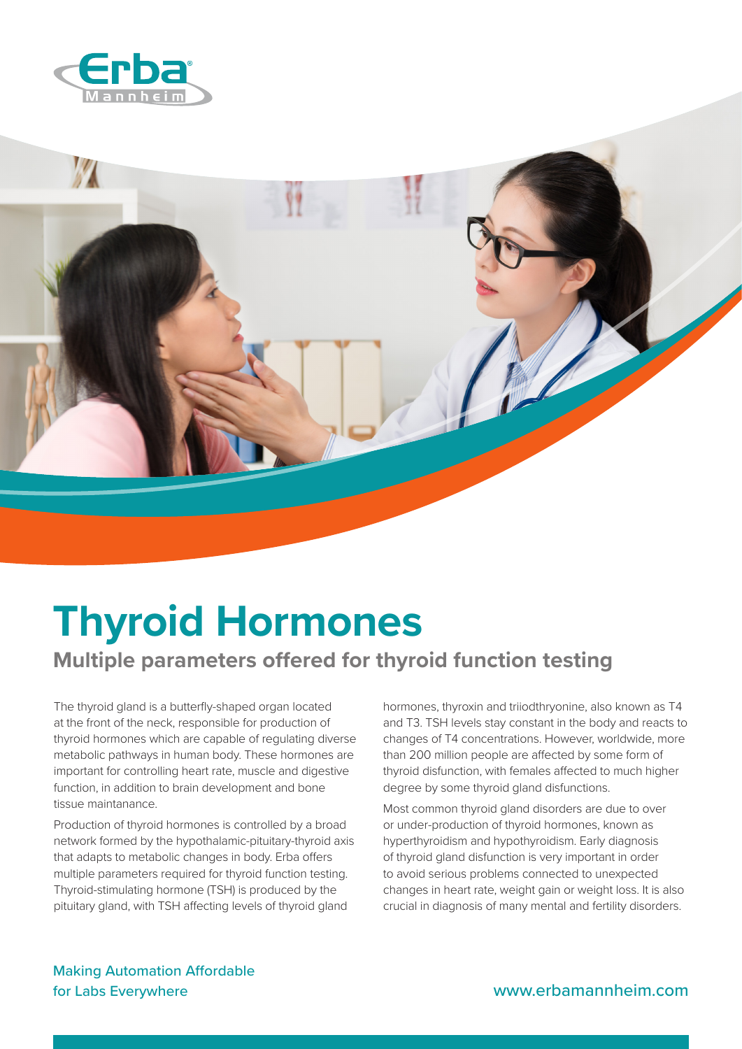Erba Mannheim

# Thyroid Hormones

## Multiple parameters offered for thyroid function testing

The thyroid gland is a butterfly-shaped organ located at the front of the neck, responsible for production of thyroid hormones which are capable of regulating diverse metabolic pathways in human body. These hormones are important for controlling heart rate, muscle and digestive function, in addition to brain development and bone tissue maintanance.

Production of thyroid hormones is controlled by a broad network formed by the hypothalamic-pituitary-thyroid axis that adapts to metabolic changes in body. Erba offers multiple parameters required for thyroid function testing. Thyroid-stimulating hormone (TSH) is produced by the pituitary gland, with TSH affecting levels of thyroid gland hormones, thyroxin and triiodthryonine, also known as T4 and T3. TSH levels stay constant in the body and reacts to changes of T4 concentrations. However, worldwide, more than 200 million people are affected by some form of thyroid disfunction, with females affected to much higher degree by some thyroid gland disfunctions.

Most common thyroid gland disorders are due to over or under-production of thyroid hormones, known as hyperthyroidism and hypothyroidism. Early diagnosis of thyroid gland disfunction is very important in order to avoid serious problems connected to unexpected changes in heart rate, weight gain or weight loss. It is also crucial in diagnosis of many mental and fertility disorders.

Making Automation Affordable for Labs Everywhere

www.erbamannheim.com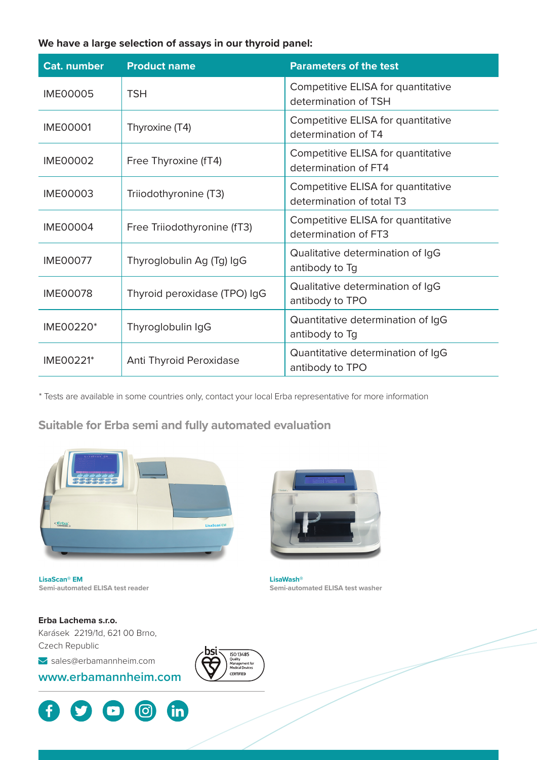**We have a large selection of assays in our thyroid panel:**

| Cat. number | Product name | Parameters of the test |
|---|---|---|
| IME00005 | TSH | Competitive ELISA for quantitative determination of TSH |
| IME00001 | Thyroxine (T4) | Competitive ELISA for quantitative determination of T4 |
| IME00002 | Free Thyroxine (fT4) | Competitive ELISA for quantitative determination of FT4 |
| IME00003 | Triiodothyronine (T3) | Competitive ELISA for quantitative determination of total T3 |
| IME00004 | Free Triiodothyronine (fT3) | Competitive ELISA for quantitative determination of FT3 |
| IME00077 | Thyroglobulin Ag (Tg) IgG | Qualitative determination of IgG antibody to Tg |
| IME00078 | Thyroid peroxidase (TPO) IgG | Qualitative determination of IgG antibody to TPO |
| IME00220* | Thyroglobulin IgG | Quantitative determination of IgG antibody to Tg |
| IME00221* | Anti Thyroid Peroxidase | Quantitative determination of IgG antibody to TPO |

* Tests are available in some countries only, contact your local Erba representative for more information

## Suitable for Erba semi and fully automated evaluation

**LisaScan® EM**
Semi-automated ELISA test reader

**LisaWash®**
Semi-automated ELISA test washer

**Erba Lachema s.r.o.**
Karásek 2219/1d, 621 00 Brno,
Czech Republic

sales@erbamannheim.com

**www.erbamannheim.com**

bsi ISO 13485 Quality Management for Medical Devices CERTIFIED